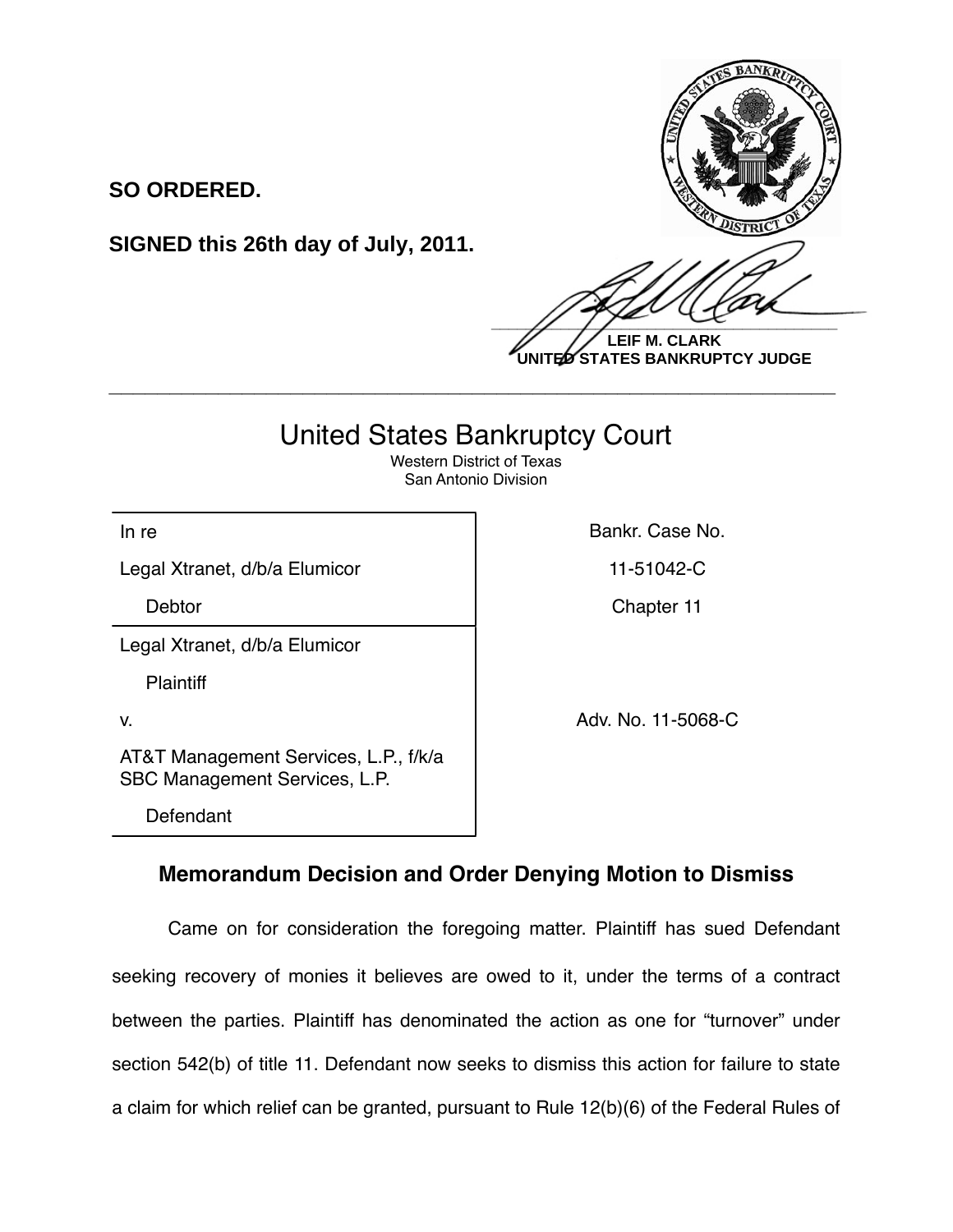**SO ORDERED.**

**SIGNED this 26th day of July, 2011.**

**LEIF M. CLARK**
**UNITED STATES BANKRUPTCY JUDGE**

---

# United States Bankruptcy Court

Western District of Texas
San Antonio Division

| | |
|---|---|
| In re<br>Legal Xtranet, d/b/a Elumicor<br>Debtor | Bankr. Case No.<br>11-51042-C<br>Chapter 11 |
| Legal Xtranet, d/b/a Elumicor<br>Plaintiff<br>v.<br>AT&T Management Services, L.P., f/k/a SBC Management Services, L.P.<br>Defendant | Adv. No. 11-5068-C |

## Memorandum Decision and Order Denying Motion to Dismiss

Came on for consideration the foregoing matter. Plaintiff has sued Defendant seeking recovery of monies it believes are owed to it, under the terms of a contract between the parties. Plaintiff has denominated the action as one for "turnover" under section 542(b) of title 11. Defendant now seeks to dismiss this action for failure to state a claim for which relief can be granted, pursuant to Rule 12(b)(6) of the Federal Rules of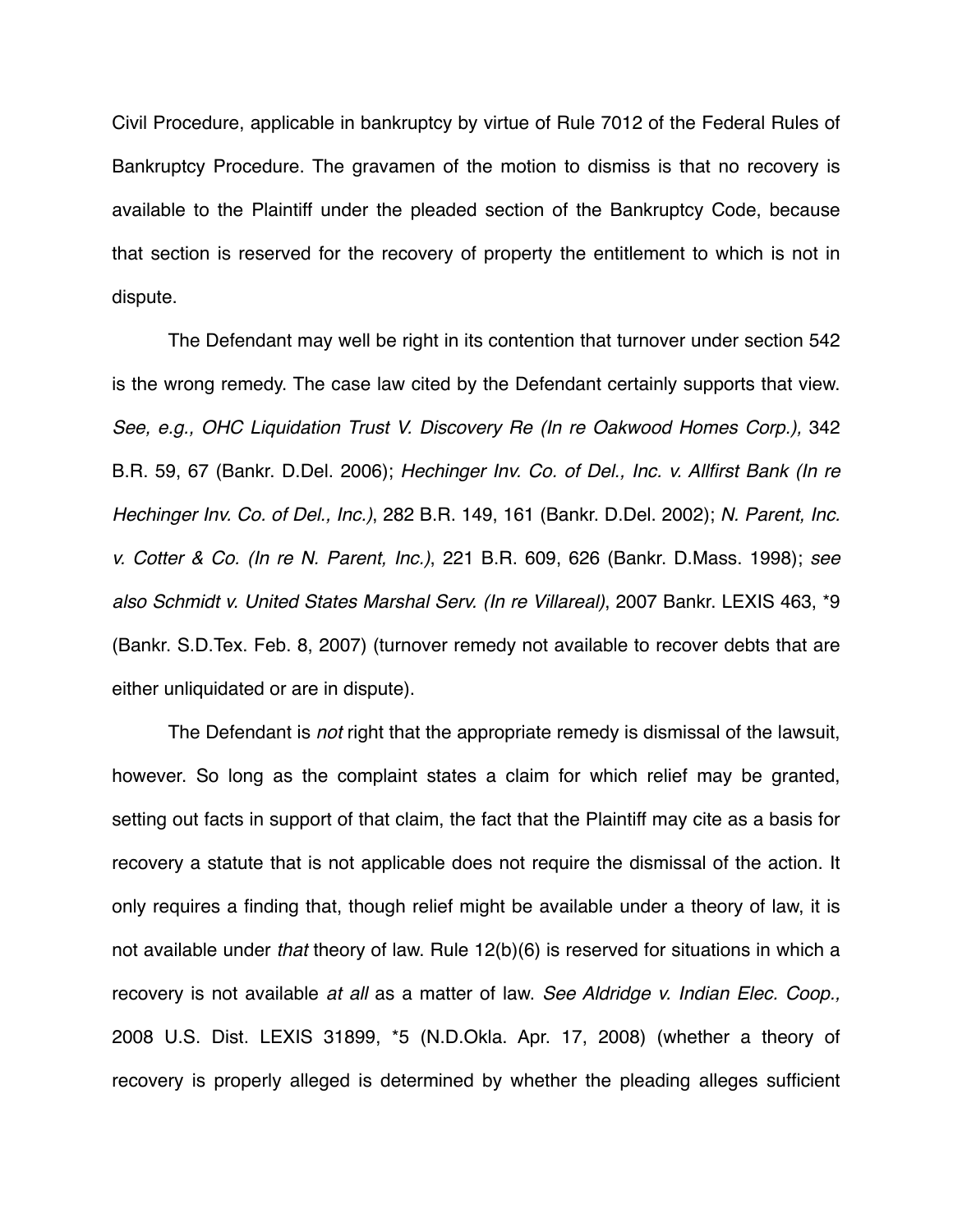Civil Procedure, applicable in bankruptcy by virtue of Rule 7012 of the Federal Rules of Bankruptcy Procedure. The gravamen of the motion to dismiss is that no recovery is available to the Plaintiff under the pleaded section of the Bankruptcy Code, because that section is reserved for the recovery of property the entitlement to which is not in dispute.

The Defendant may well be right in its contention that turnover under section 542 is the wrong remedy. The case law cited by the Defendant certainly supports that view. *See, e.g., OHC Liquidation Trust V. Discovery Re (In re Oakwood Homes Corp.),* 342 B.R. 59, 67 (Bankr. D.Del. 2006); *Hechinger Inv. Co. of Del., Inc. v. Allfirst Bank (In re Hechinger Inv. Co. of Del., Inc.)*, 282 B.R. 149, 161 (Bankr. D.Del. 2002); *N. Parent, Inc. v. Cotter & Co. (In re N. Parent, Inc.)*, 221 B.R. 609, 626 (Bankr. D.Mass. 1998); *see also Schmidt v. United States Marshal Serv. (In re Villareal)*, 2007 Bankr. LEXIS 463, *9 (Bankr. S.D.Tex. Feb. 8, 2007) (turnover remedy not available to recover debts that are either unliquidated or are in dispute).

The Defendant is *not* right that the appropriate remedy is dismissal of the lawsuit, however. So long as the complaint states a claim for which relief may be granted, setting out facts in support of that claim, the fact that the Plaintiff may cite as a basis for recovery a statute that is not applicable does not require the dismissal of the action. It only requires a finding that, though relief might be available under a theory of law, it is not available under *that* theory of law. Rule 12(b)(6) is reserved for situations in which a recovery is not available *at all* as a matter of law. *See Aldridge v. Indian Elec. Coop.,* 2008 U.S. Dist. LEXIS 31899, *5 (N.D.Okla. Apr. 17, 2008) (whether a theory of recovery is properly alleged is determined by whether the pleading alleges sufficient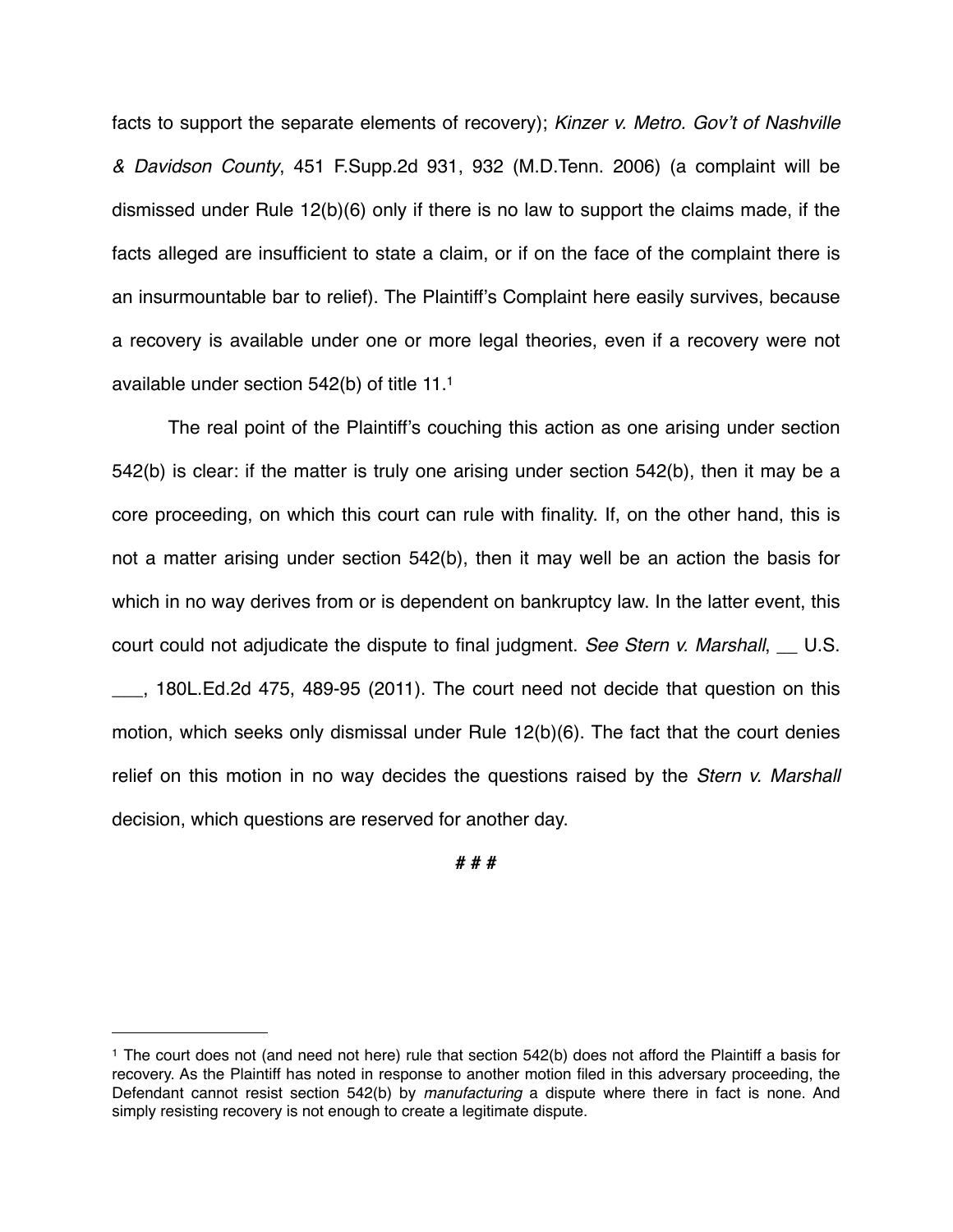facts to support the separate elements of recovery); *Kinzer v. Metro. Gov't of Nashville & Davidson County*, 451 F.Supp.2d 931, 932 (M.D.Tenn. 2006) (a complaint will be dismissed under Rule 12(b)(6) only if there is no law to support the claims made, if the facts alleged are insufficient to state a claim, or if on the face of the complaint there is an insurmountable bar to relief). The Plaintiff's Complaint here easily survives, because a recovery is available under one or more legal theories, even if a recovery were not available under section 542(b) of title 11.[1]

The real point of the Plaintiff's couching this action as one arising under section 542(b) is clear: if the matter is truly one arising under section 542(b), then it may be a core proceeding, on which this court can rule with finality. If, on the other hand, this is not a matter arising under section 542(b), then it may well be an action the basis for which in no way derives from or is dependent on bankruptcy law. In the latter event, this court could not adjudicate the dispute to final judgment. *See Stern v. Marshall*, __ U.S. ___, 180L.Ed.2d 475, 489-95 (2011). The court need not decide that question on this motion, which seeks only dismissal under Rule 12(b)(6). The fact that the court denies relief on this motion in no way decides the questions raised by the *Stern v. Marshall* decision, which questions are reserved for another day.

**# # #**

---

[1] The court does not (and need not here) rule that section 542(b) does not afford the Plaintiff a basis for recovery. As the Plaintiff has noted in response to another motion filed in this adversary proceeding, the Defendant cannot resist section 542(b) by *manufacturing* a dispute where there in fact is none. And simply resisting recovery is not enough to create a legitimate dispute.